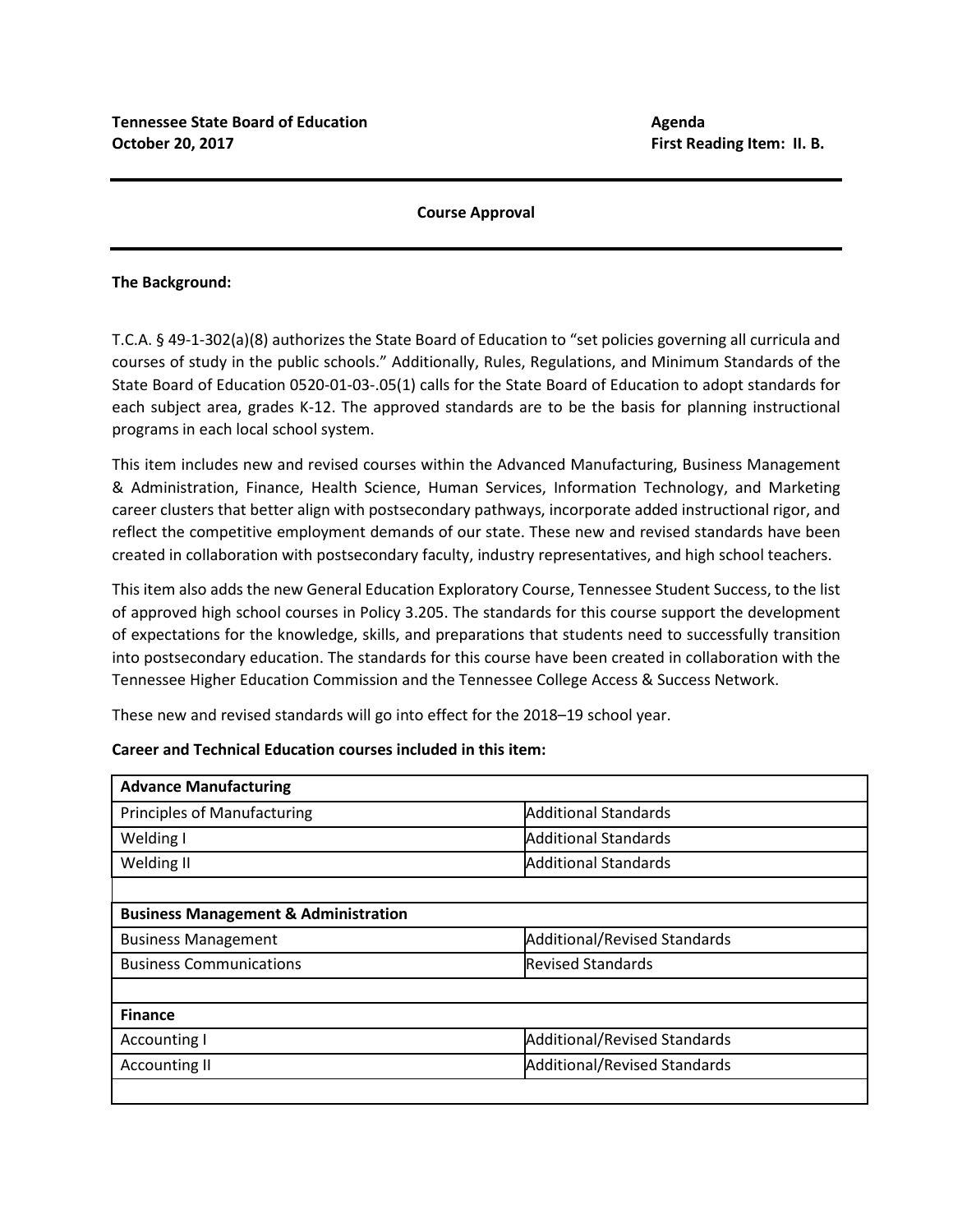**Tennessee State Board of Education**
**October 20, 2017**

**Agenda**
**First Reading Item: II. B.**

---

**Course Approval**

---

**The Background:**

T.C.A. § 49-1-302(a)(8) authorizes the State Board of Education to "set policies governing all curricula and courses of study in the public schools." Additionally, Rules, Regulations, and Minimum Standards of the State Board of Education 0520-01-03-.05(1) calls for the State Board of Education to adopt standards for each subject area, grades K-12. The approved standards are to be the basis for planning instructional programs in each local school system.

This item includes new and revised courses within the Advanced Manufacturing, Business Management & Administration, Finance, Health Science, Human Services, Information Technology, and Marketing career clusters that better align with postsecondary pathways, incorporate added instructional rigor, and reflect the competitive employment demands of our state. These new and revised standards have been created in collaboration with postsecondary faculty, industry representatives, and high school teachers.

This item also adds the new General Education Exploratory Course, Tennessee Student Success, to the list of approved high school courses in Policy 3.205. The standards for this course support the development of expectations for the knowledge, skills, and preparations that students need to successfully transition into postsecondary education. The standards for this course have been created in collaboration with the Tennessee Higher Education Commission and the Tennessee College Access & Success Network.

These new and revised standards will go into effect for the 2018–19 school year.

**Career and Technical Education courses included in this item:**

| **Advance Manufacturing** | |
|---|---|
| Principles of Manufacturing | Additional Standards |
| Welding I | Additional Standards |
| Welding II | Additional Standards |
| | |
| **Business Management & Administration** | |
| Business Management | Additional/Revised Standards |
| Business Communications | Revised Standards |
| | |
| **Finance** | |
| Accounting I | Additional/Revised Standards |
| Accounting II | Additional/Revised Standards |
| | |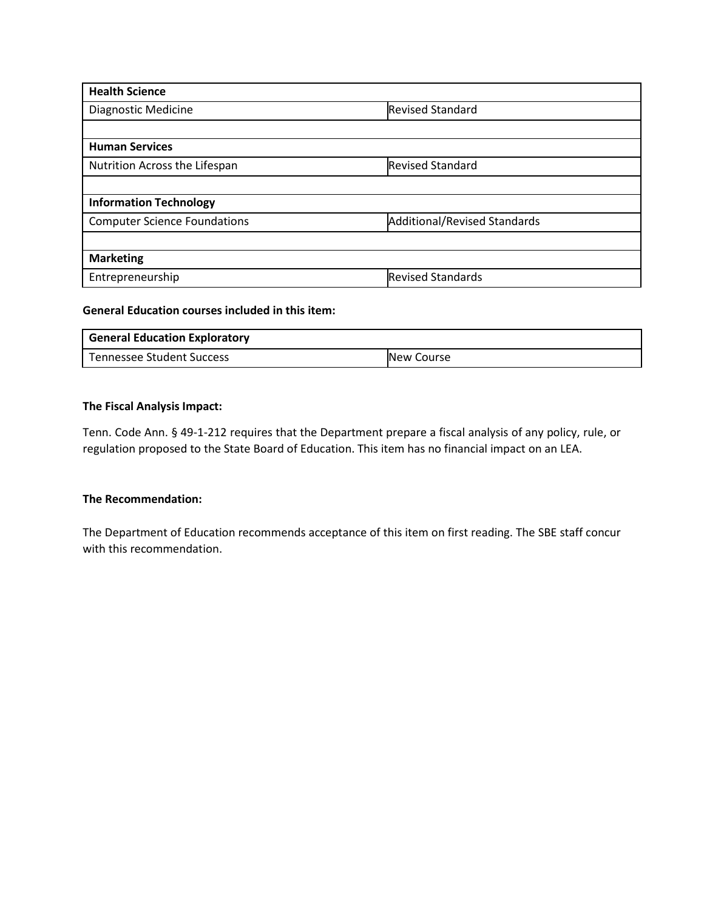| | |
|---|---|
| **Health Science** | |
| Diagnostic Medicine | Revised Standard |
| | |
| **Human Services** | |
| Nutrition Across the Lifespan | Revised Standard |
| | |
| **Information Technology** | |
| Computer Science Foundations | Additional/Revised Standards |
| | |
| **Marketing** | |
| Entrepreneurship | Revised Standards |

**General Education courses included in this item:**

| | |
|---|---|
| **General Education Exploratory** | |
| Tennessee Student Success | New Course |

**The Fiscal Analysis Impact:**

Tenn. Code Ann. § 49-1-212 requires that the Department prepare a fiscal analysis of any policy, rule, or regulation proposed to the State Board of Education. This item has no financial impact on an LEA.

**The Recommendation:**

The Department of Education recommends acceptance of this item on first reading. The SBE staff concur with this recommendation.